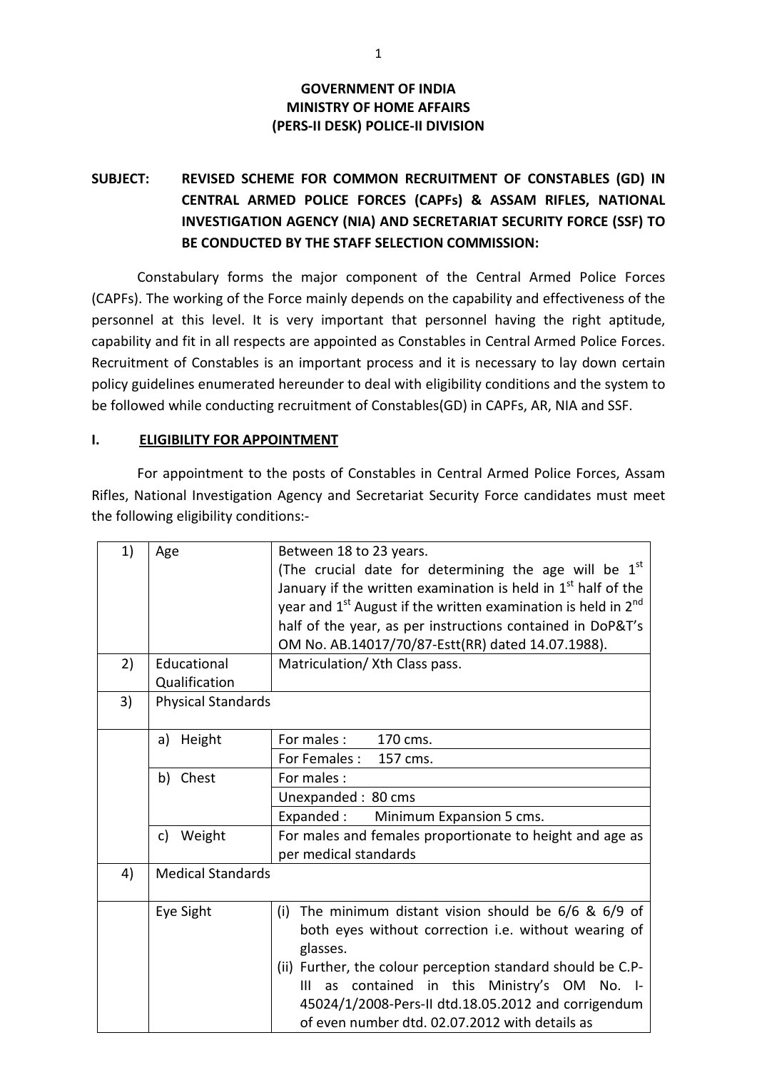**GOVERNMENT OF INDIA**
**MINISTRY OF HOME AFFAIRS**
**(PERS-II DESK) POLICE-II DIVISION**

**SUBJECT: REVISED SCHEME FOR COMMON RECRUITMENT OF CONSTABLES (GD) IN CENTRAL ARMED POLICE FORCES (CAPFs) & ASSAM RIFLES, NATIONAL INVESTIGATION AGENCY (NIA) AND SECRETARIAT SECURITY FORCE (SSF) TO BE CONDUCTED BY THE STAFF SELECTION COMMISSION:**

Constabulary forms the major component of the Central Armed Police Forces (CAPFs). The working of the Force mainly depends on the capability and effectiveness of the personnel at this level. It is very important that personnel having the right aptitude, capability and fit in all respects are appointed as Constables in Central Armed Police Forces. Recruitment of Constables is an important process and it is necessary to lay down certain policy guidelines enumerated hereunder to deal with eligibility conditions and the system to be followed while conducting recruitment of Constables(GD) in CAPFs, AR, NIA and SSF.

## I. ELIGIBILITY FOR APPOINTMENT

For appointment to the posts of Constables in Central Armed Police Forces, Assam Rifles, National Investigation Agency and Secretariat Security Force candidates must meet the following eligibility conditions:-

| | | |
|---|---|---|
| 1) | Age | Between 18 to 23 years. (The crucial date for determining the age will be 1st January if the written examination is held in 1st half of the year and 1st August if the written examination is held in 2nd half of the year, as per instructions contained in DoP&T's OM No. AB.14017/70/87-Estt(RR) dated 14.07.1988). |
| 2) | Educational Qualification | Matriculation/ Xth Class pass. |
| 3) | Physical Standards | |
| | a) Height | For males : 170 cms. |
| | | For Females : 157 cms. |
| | b) Chest | For males : |
| | | Unexpanded : 80 cms |
| | | Expanded : Minimum Expansion 5 cms. |
| | c) Weight | For males and females proportionate to height and age as per medical standards |
| 4) | Medical Standards | |
| | Eye Sight | (i) The minimum distant vision should be 6/6 & 6/9 of both eyes without correction i.e. without wearing of glasses. (ii) Further, the colour perception standard should be C.P-III as contained in this Ministry's OM No. I-45024/1/2008-Pers-II dtd.18.05.2012 and corrigendum of even number dtd. 02.07.2012 with details as |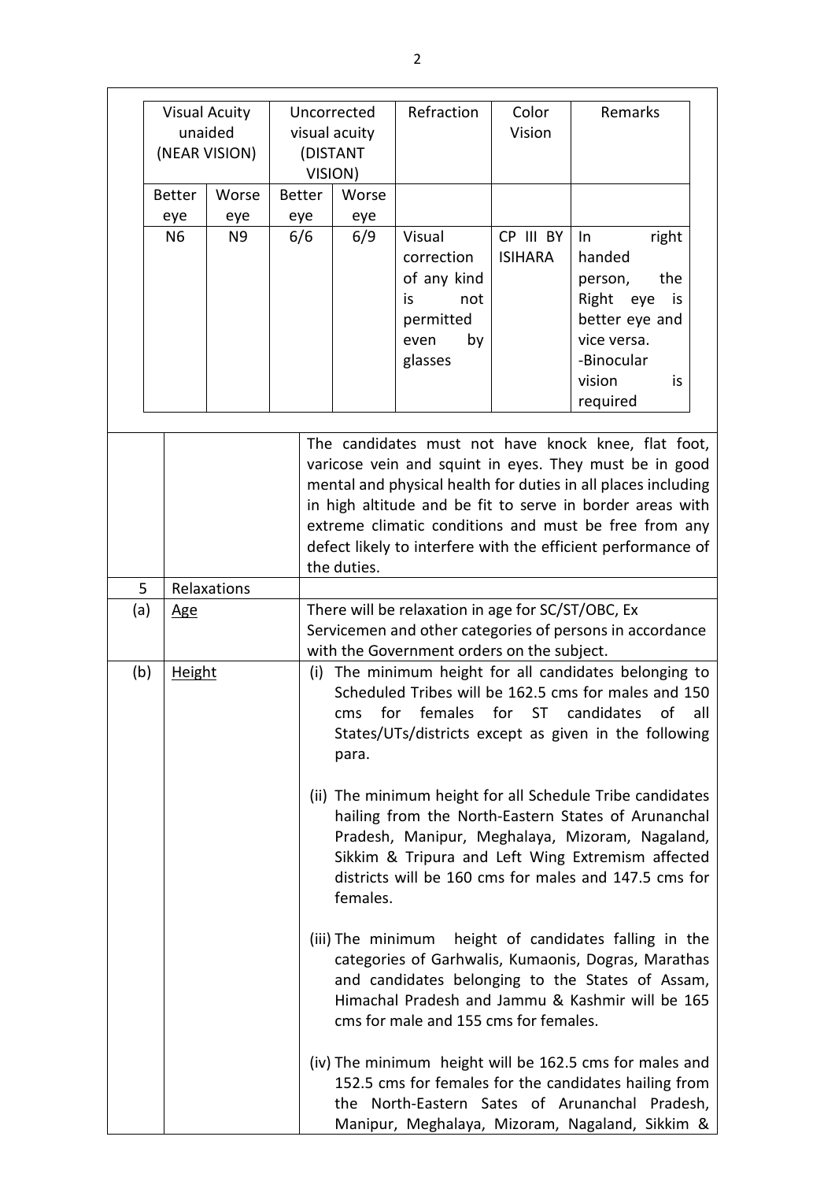| Visual Acuity unaided (NEAR VISION) | | Uncorrected visual acuity (DISTANT VISION) | | Refraction | Color Vision | Remarks |
|---|---|---|---|---|---|---|
| Better eye | Worse eye | Better eye | Worse eye | | | |
| N6 | N9 | 6/6 | 6/9 | Visual correction of any kind is not permitted even by glasses | CP III BY ISIHARA | In right handed person, the Right eye is better eye and vice versa. -Binocular vision is required |

| | | |
|---|---|---|
| | | The candidates must not have knock knee, flat foot, varicose vein and squint in eyes. They must be in good mental and physical health for duties in all places including in high altitude and be fit to serve in border areas with extreme climatic conditions and must be free from any defect likely to interfere with the efficient performance of the duties. |
| 5 | Relaxations | |
| (a) | <u>Age</u> | There will be relaxation in age for SC/ST/OBC, Ex Servicemen and other categories of persons in accordance with the Government orders on the subject. |
| (b) | <u>Height</u> | (i) The minimum height for all candidates belonging to Scheduled Tribes will be 162.5 cms for males and 150 cms for females for ST candidates of all States/UTs/districts except as given in the following para.<br><br>(ii) The minimum height for all Schedule Tribe candidates hailing from the North-Eastern States of Arunanchal Pradesh, Manipur, Meghalaya, Mizoram, Nagaland, Sikkim & Tripura and Left Wing Extremism affected districts will be 160 cms for males and 147.5 cms for females.<br><br>(iii) The minimum height of candidates falling in the categories of Garhwalis, Kumaonis, Dogras, Marathas and candidates belonging to the States of Assam, Himachal Pradesh and Jammu & Kashmir will be 165 cms for male and 155 cms for females.<br><br>(iv) The minimum height will be 162.5 cms for males and 152.5 cms for females for the candidates hailing from the North-Eastern Sates of Arunanchal Pradesh, Manipur, Meghalaya, Mizoram, Nagaland, Sikkim & |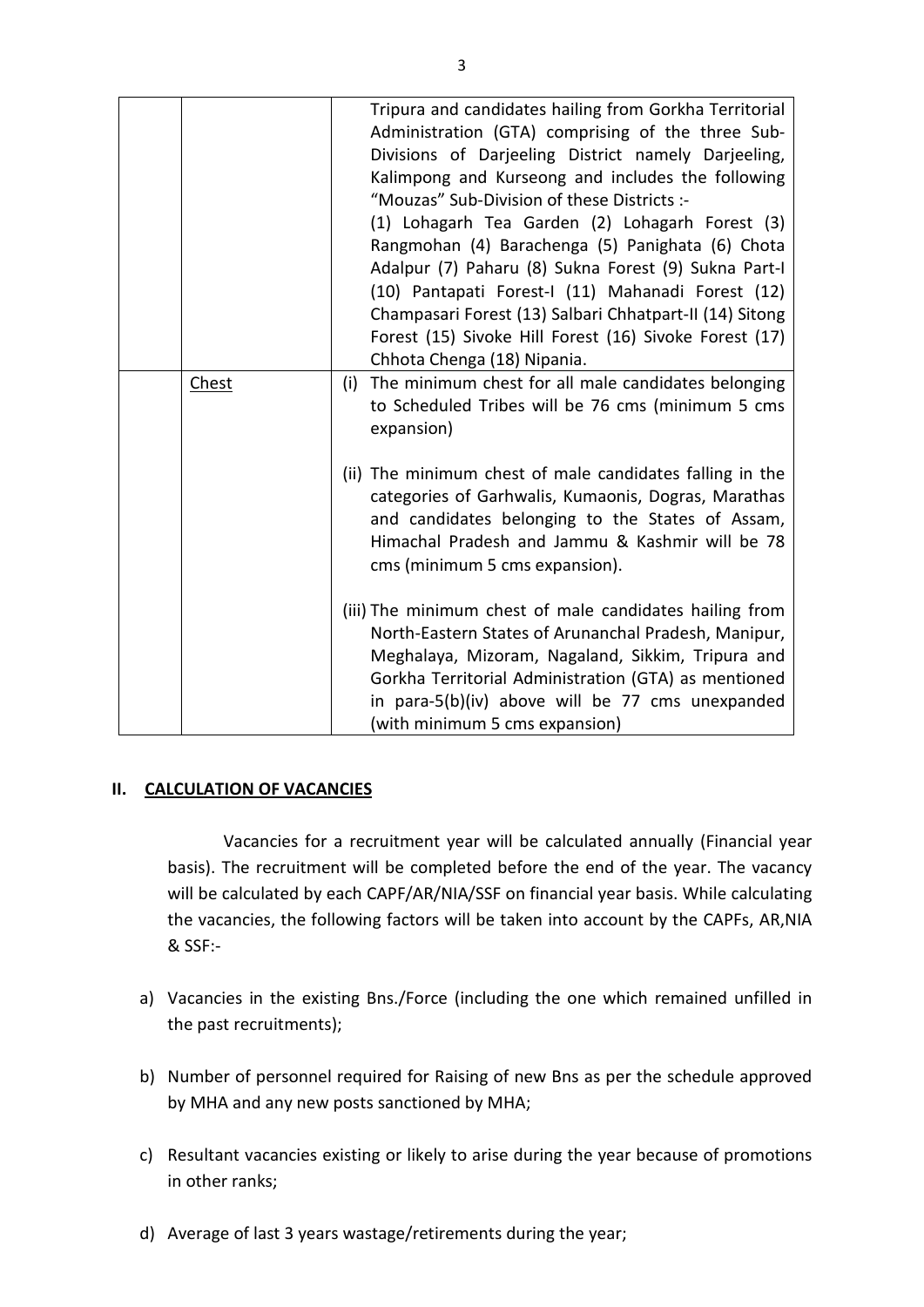| | | |
|---|---|---|
| | | Tripura and candidates hailing from Gorkha Territorial Administration (GTA) comprising of the three Sub-Divisions of Darjeeling District namely Darjeeling, Kalimpong and Kurseong and includes the following "Mouzas" Sub-Division of these Districts :- (1) Lohagarh Tea Garden (2) Lohagarh Forest (3) Rangmohan (4) Barachenga (5) Panighata (6) Chota Adalpur (7) Paharu (8) Sukna Forest (9) Sukna Part-I (10) Pantapati Forest-I (11) Mahanadi Forest (12) Champasari Forest (13) Salbari Chhatpart-II (14) Sitong Forest (15) Sivoke Hill Forest (16) Sivoke Forest (17) Chhota Chenga (18) Nipania. |
| | <u>Chest</u> | (i) The minimum chest for all male candidates belonging to Scheduled Tribes will be 76 cms (minimum 5 cms expansion)<br><br>(ii) The minimum chest of male candidates falling in the categories of Garhwalis, Kumaonis, Dogras, Marathas and candidates belonging to the States of Assam, Himachal Pradesh and Jammu & Kashmir will be 78 cms (minimum 5 cms expansion).<br><br>(iii) The minimum chest of male candidates hailing from North-Eastern States of Arunanchal Pradesh, Manipur, Meghalaya, Mizoram, Nagaland, Sikkim, Tripura and Gorkha Territorial Administration (GTA) as mentioned in para-5(b)(iv) above will be 77 cms unexpanded (with minimum 5 cms expansion) |

## II. <u>CALCULATION OF VACANCIES</u>

Vacancies for a recruitment year will be calculated annually (Financial year basis). The recruitment will be completed before the end of the year. The vacancy will be calculated by each CAPF/AR/NIA/SSF on financial year basis. While calculating the vacancies, the following factors will be taken into account by the CAPFs, AR,NIA & SSF:-

a) Vacancies in the existing Bns./Force (including the one which remained unfilled in the past recruitments);

b) Number of personnel required for Raising of new Bns as per the schedule approved by MHA and any new posts sanctioned by MHA;

c) Resultant vacancies existing or likely to arise during the year because of promotions in other ranks;

d) Average of last 3 years wastage/retirements during the year;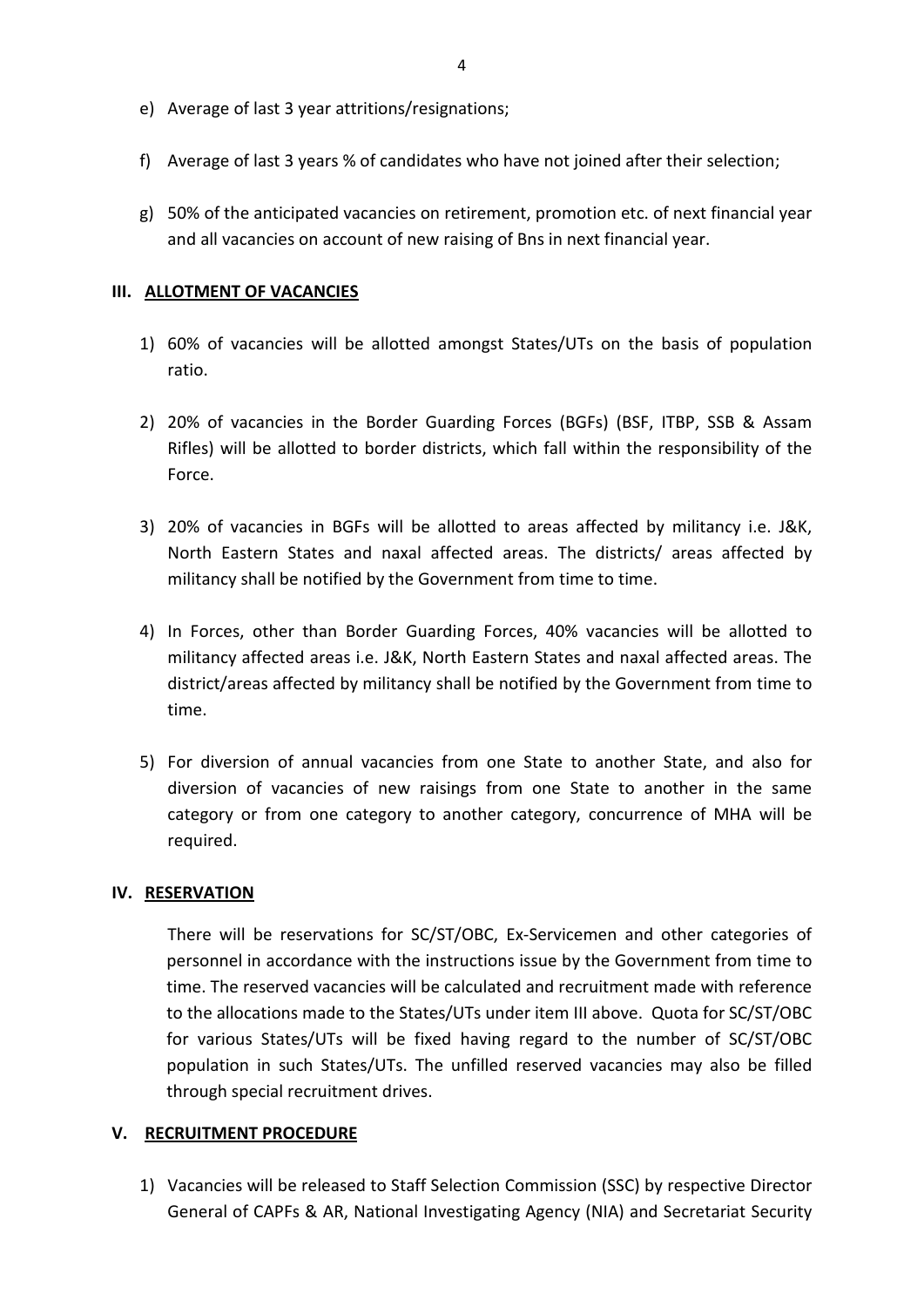e) Average of last 3 year attritions/resignations;

f) Average of last 3 years % of candidates who have not joined after their selection;

g) 50% of the anticipated vacancies on retirement, promotion etc. of next financial year and all vacancies on account of new raising of Bns in next financial year.

## III. <u>ALLOTMENT OF VACANCIES</u>

1) 60% of vacancies will be allotted amongst States/UTs on the basis of population ratio.

2) 20% of vacancies in the Border Guarding Forces (BGFs) (BSF, ITBP, SSB & Assam Rifles) will be allotted to border districts, which fall within the responsibility of the Force.

3) 20% of vacancies in BGFs will be allotted to areas affected by militancy i.e. J&K, North Eastern States and naxal affected areas. The districts/ areas affected by militancy shall be notified by the Government from time to time.

4) In Forces, other than Border Guarding Forces, 40% vacancies will be allotted to militancy affected areas i.e. J&K, North Eastern States and naxal affected areas. The district/areas affected by militancy shall be notified by the Government from time to time.

5) For diversion of annual vacancies from one State to another State, and also for diversion of vacancies of new raisings from one State to another in the same category or from one category to another category, concurrence of MHA will be required.

## IV. <u>RESERVATION</u>

There will be reservations for SC/ST/OBC, Ex-Servicemen and other categories of personnel in accordance with the instructions issue by the Government from time to time. The reserved vacancies will be calculated and recruitment made with reference to the allocations made to the States/UTs under item III above. Quota for SC/ST/OBC for various States/UTs will be fixed having regard to the number of SC/ST/OBC population in such States/UTs. The unfilled reserved vacancies may also be filled through special recruitment drives.

## V. <u>RECRUITMENT PROCEDURE</u>

1) Vacancies will be released to Staff Selection Commission (SSC) by respective Director General of CAPFs & AR, National Investigating Agency (NIA) and Secretariat Security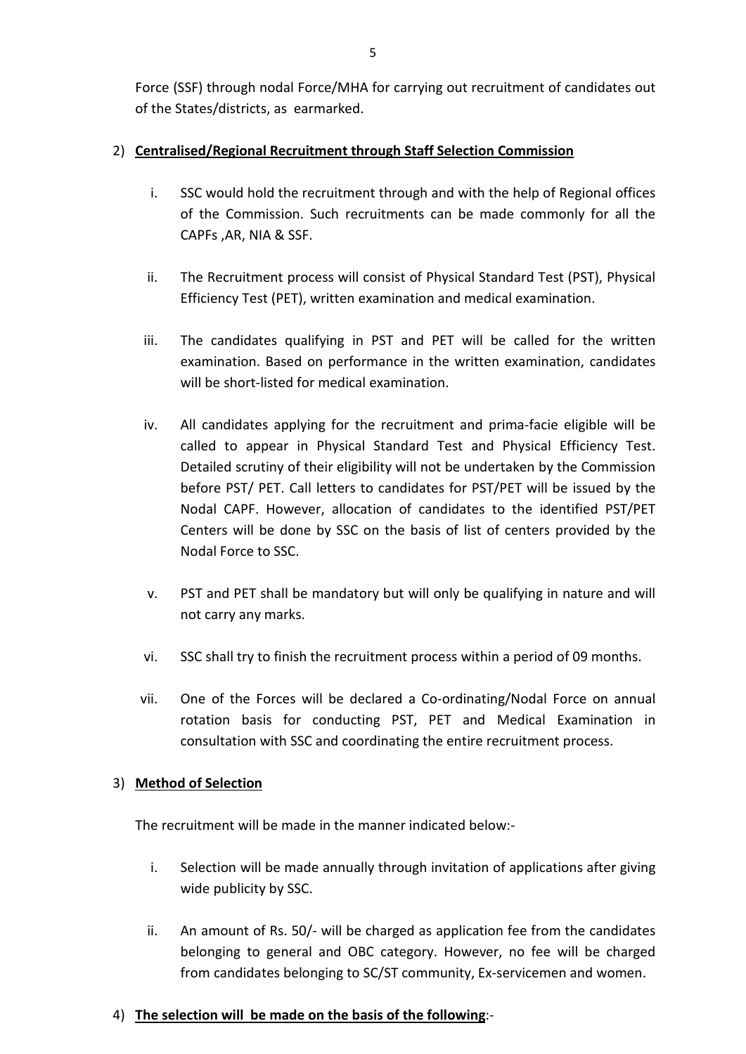Force (SSF) through nodal Force/MHA for carrying out recruitment of candidates out of the States/districts, as earmarked.

2) **Centralised/Regional Recruitment through Staff Selection Commission**

   i. SSC would hold the recruitment through and with the help of Regional offices of the Commission. Such recruitments can be made commonly for all the CAPFs ,AR, NIA & SSF.

   ii. The Recruitment process will consist of Physical Standard Test (PST), Physical Efficiency Test (PET), written examination and medical examination.

   iii. The candidates qualifying in PST and PET will be called for the written examination. Based on performance in the written examination, candidates will be short-listed for medical examination.

   iv. All candidates applying for the recruitment and prima-facie eligible will be called to appear in Physical Standard Test and Physical Efficiency Test. Detailed scrutiny of their eligibility will not be undertaken by the Commission before PST/ PET. Call letters to candidates for PST/PET will be issued by the Nodal CAPF. However, allocation of candidates to the identified PST/PET Centers will be done by SSC on the basis of list of centers provided by the Nodal Force to SSC.

   v. PST and PET shall be mandatory but will only be qualifying in nature and will not carry any marks.

   vi. SSC shall try to finish the recruitment process within a period of 09 months.

   vii. One of the Forces will be declared a Co-ordinating/Nodal Force on annual rotation basis for conducting PST, PET and Medical Examination in consultation with SSC and coordinating the entire recruitment process.

3) **Method of Selection**

   The recruitment will be made in the manner indicated below:-

   i. Selection will be made annually through invitation of applications after giving wide publicity by SSC.

   ii. An amount of Rs. 50/- will be charged as application fee from the candidates belonging to general and OBC category. However, no fee will be charged from candidates belonging to SC/ST community, Ex-servicemen and women.

4) **The selection will be made on the basis of the following**:-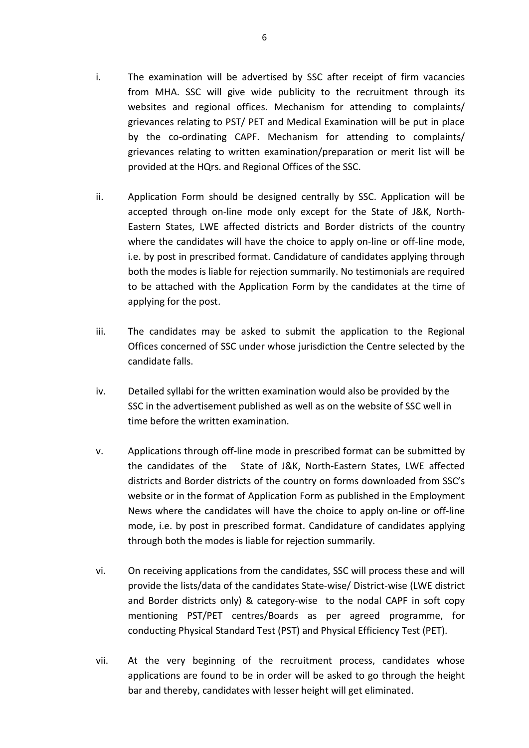i. The examination will be advertised by SSC after receipt of firm vacancies from MHA. SSC will give wide publicity to the recruitment through its websites and regional offices. Mechanism for attending to complaints/ grievances relating to PST/ PET and Medical Examination will be put in place by the co-ordinating CAPF. Mechanism for attending to complaints/ grievances relating to written examination/preparation or merit list will be provided at the HQrs. and Regional Offices of the SSC.

ii. Application Form should be designed centrally by SSC. Application will be accepted through on-line mode only except for the State of J&K, North-Eastern States, LWE affected districts and Border districts of the country where the candidates will have the choice to apply on-line or off-line mode, i.e. by post in prescribed format. Candidature of candidates applying through both the modes is liable for rejection summarily. No testimonials are required to be attached with the Application Form by the candidates at the time of applying for the post.

iii. The candidates may be asked to submit the application to the Regional Offices concerned of SSC under whose jurisdiction the Centre selected by the candidate falls.

iv. Detailed syllabi for the written examination would also be provided by the SSC in the advertisement published as well as on the website of SSC well in time before the written examination.

v. Applications through off-line mode in prescribed format can be submitted by the candidates of the State of J&K, North-Eastern States, LWE affected districts and Border districts of the country on forms downloaded from SSC's website or in the format of Application Form as published in the Employment News where the candidates will have the choice to apply on-line or off-line mode, i.e. by post in prescribed format. Candidature of candidates applying through both the modes is liable for rejection summarily.

vi. On receiving applications from the candidates, SSC will process these and will provide the lists/data of the candidates State-wise/ District-wise (LWE district and Border districts only) & category-wise to the nodal CAPF in soft copy mentioning PST/PET centres/Boards as per agreed programme, for conducting Physical Standard Test (PST) and Physical Efficiency Test (PET).

vii. At the very beginning of the recruitment process, candidates whose applications are found to be in order will be asked to go through the height bar and thereby, candidates with lesser height will get eliminated.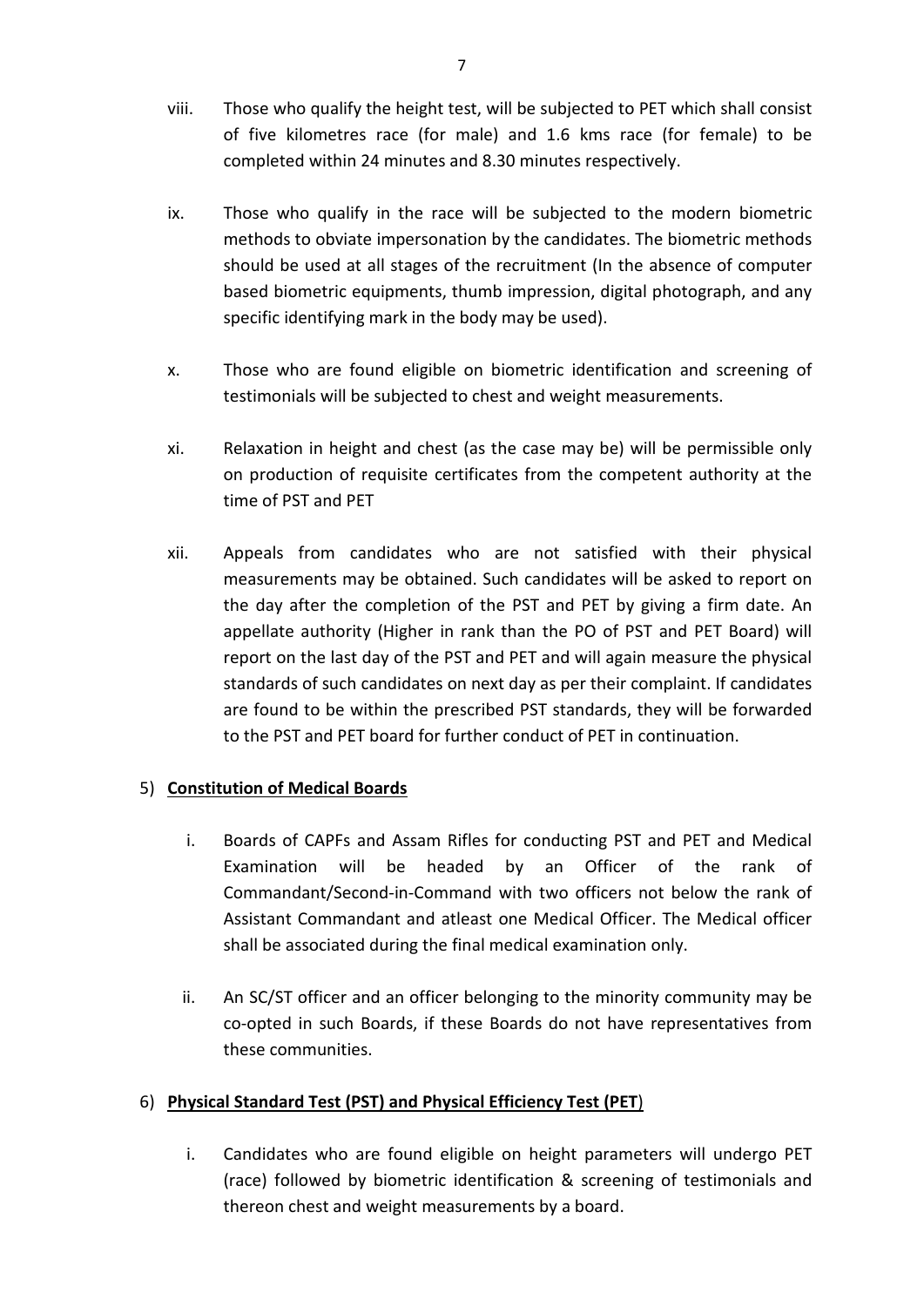viii. Those who qualify the height test, will be subjected to PET which shall consist of five kilometres race (for male) and 1.6 kms race (for female) to be completed within 24 minutes and 8.30 minutes respectively.

ix. Those who qualify in the race will be subjected to the modern biometric methods to obviate impersonation by the candidates. The biometric methods should be used at all stages of the recruitment (In the absence of computer based biometric equipments, thumb impression, digital photograph, and any specific identifying mark in the body may be used).

x. Those who are found eligible on biometric identification and screening of testimonials will be subjected to chest and weight measurements.

xi. Relaxation in height and chest (as the case may be) will be permissible only on production of requisite certificates from the competent authority at the time of PST and PET

xii. Appeals from candidates who are not satisfied with their physical measurements may be obtained. Such candidates will be asked to report on the day after the completion of the PST and PET by giving a firm date. An appellate authority (Higher in rank than the PO of PST and PET Board) will report on the last day of the PST and PET and will again measure the physical standards of such candidates on next day as per their complaint. If candidates are found to be within the prescribed PST standards, they will be forwarded to the PST and PET board for further conduct of PET in continuation.

5) **Constitution of Medical Boards**

i. Boards of CAPFs and Assam Rifles for conducting PST and PET and Medical Examination will be headed by an Officer of the rank of Commandant/Second-in-Command with two officers not below the rank of Assistant Commandant and atleast one Medical Officer. The Medical officer shall be associated during the final medical examination only.

ii. An SC/ST officer and an officer belonging to the minority community may be co-opted in such Boards, if these Boards do not have representatives from these communities.

6) **Physical Standard Test (PST) and Physical Efficiency Test (PET)**

i. Candidates who are found eligible on height parameters will undergo PET (race) followed by biometric identification & screening of testimonials and thereon chest and weight measurements by a board.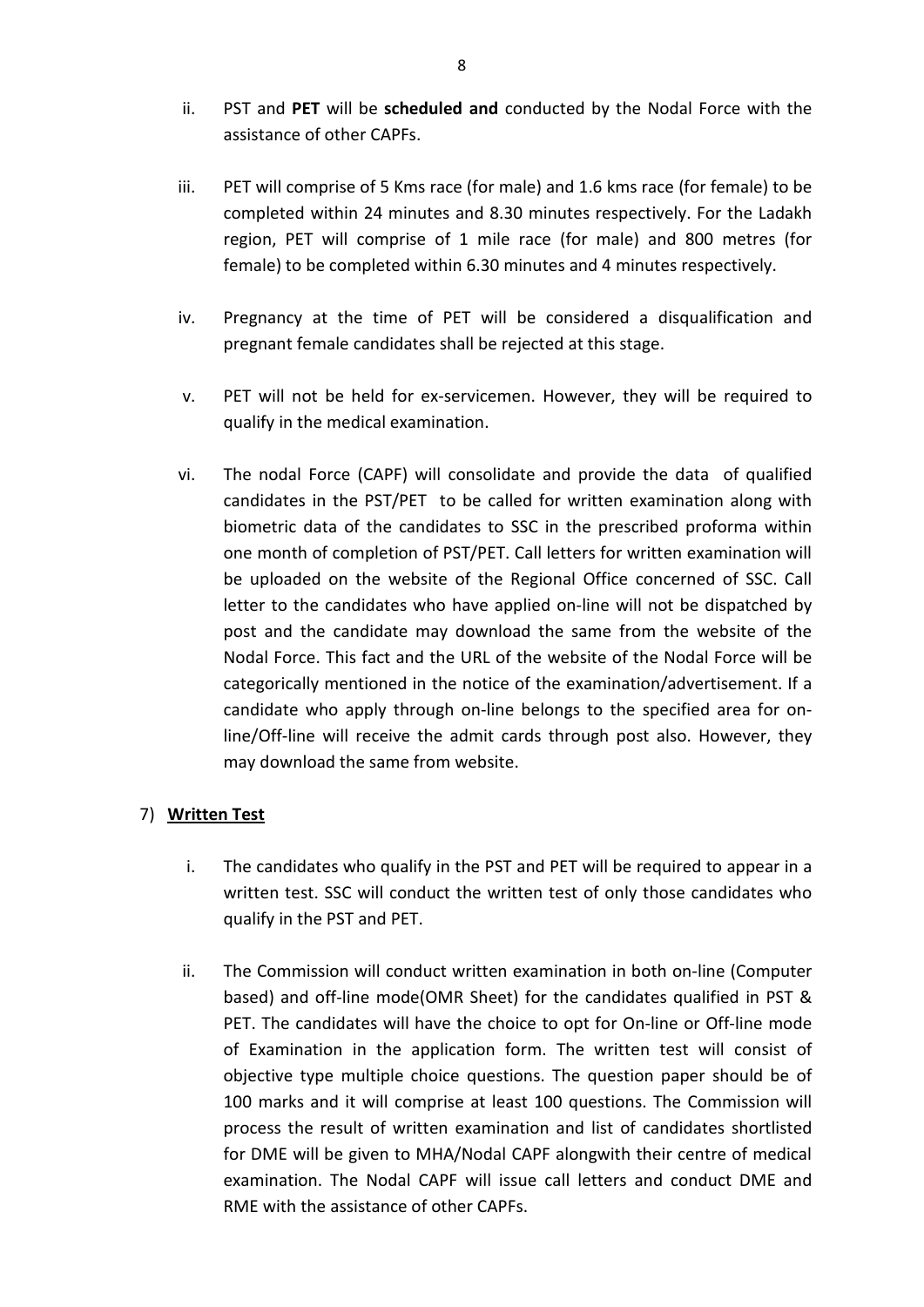ii. PST and **PET** will be **scheduled and** conducted by the Nodal Force with the assistance of other CAPFs.

iii. PET will comprise of 5 Kms race (for male) and 1.6 kms race (for female) to be completed within 24 minutes and 8.30 minutes respectively. For the Ladakh region, PET will comprise of 1 mile race (for male) and 800 metres (for female) to be completed within 6.30 minutes and 4 minutes respectively.

iv. Pregnancy at the time of PET will be considered a disqualification and pregnant female candidates shall be rejected at this stage.

v. PET will not be held for ex-servicemen. However, they will be required to qualify in the medical examination.

vi. The nodal Force (CAPF) will consolidate and provide the data of qualified candidates in the PST/PET to be called for written examination along with biometric data of the candidates to SSC in the prescribed proforma within one month of completion of PST/PET. Call letters for written examination will be uploaded on the website of the Regional Office concerned of SSC. Call letter to the candidates who have applied on-line will not be dispatched by post and the candidate may download the same from the website of the Nodal Force. This fact and the URL of the website of the Nodal Force will be categorically mentioned in the notice of the examination/advertisement. If a candidate who apply through on-line belongs to the specified area for on-line/Off-line will receive the admit cards through post also. However, they may download the same from website.

7) **Written Test**

i. The candidates who qualify in the PST and PET will be required to appear in a written test. SSC will conduct the written test of only those candidates who qualify in the PST and PET.

ii. The Commission will conduct written examination in both on-line (Computer based) and off-line mode(OMR Sheet) for the candidates qualified in PST & PET. The candidates will have the choice to opt for On-line or Off-line mode of Examination in the application form. The written test will consist of objective type multiple choice questions. The question paper should be of 100 marks and it will comprise at least 100 questions. The Commission will process the result of written examination and list of candidates shortlisted for DME will be given to MHA/Nodal CAPF alongwith their centre of medical examination. The Nodal CAPF will issue call letters and conduct DME and RME with the assistance of other CAPFs.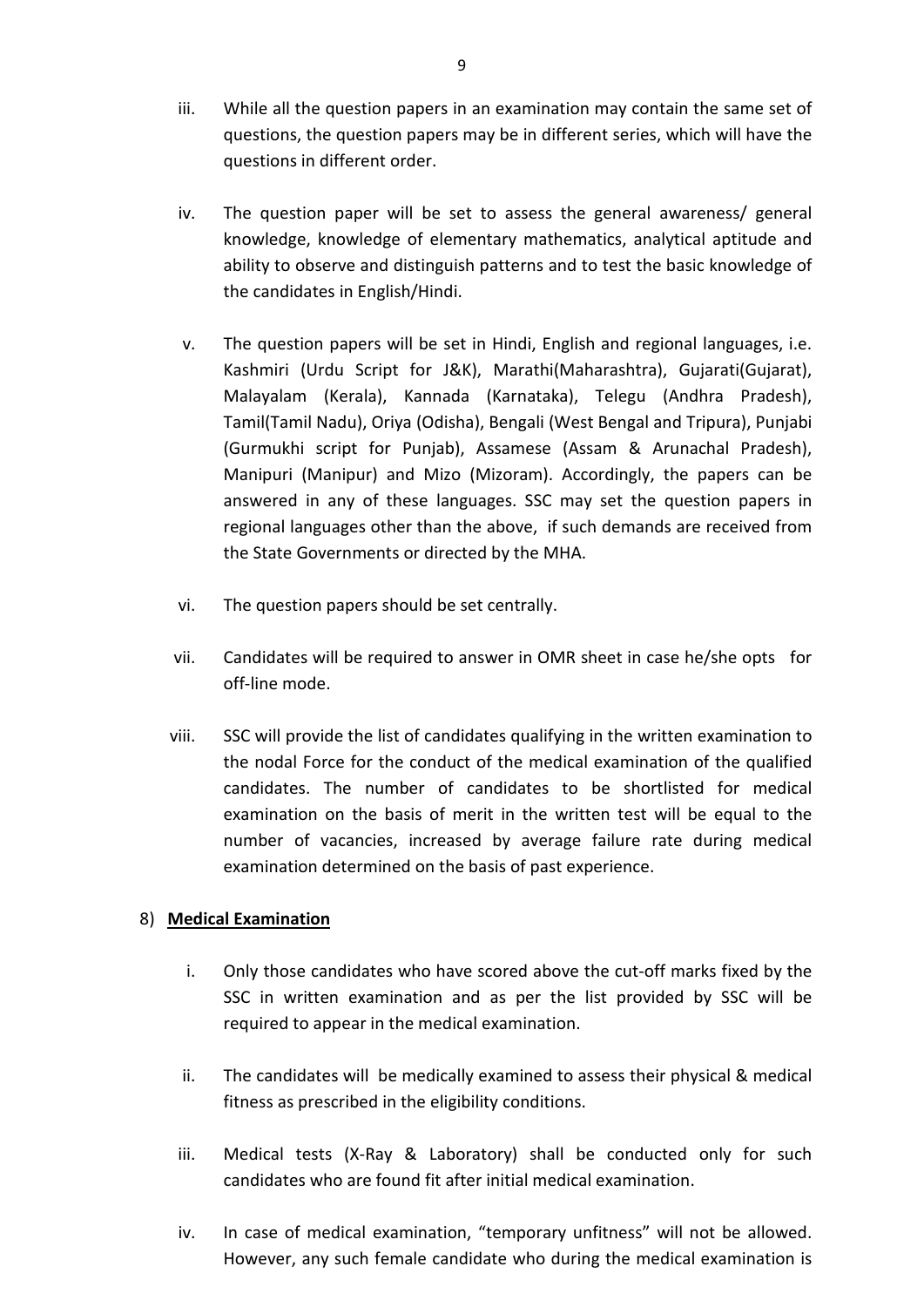iii. While all the question papers in an examination may contain the same set of questions, the question papers may be in different series, which will have the questions in different order.

iv. The question paper will be set to assess the general awareness/ general knowledge, knowledge of elementary mathematics, analytical aptitude and ability to observe and distinguish patterns and to test the basic knowledge of the candidates in English/Hindi.

v. The question papers will be set in Hindi, English and regional languages, i.e. Kashmiri (Urdu Script for J&K), Marathi(Maharashtra), Gujarati(Gujarat), Malayalam (Kerala), Kannada (Karnataka), Telegu (Andhra Pradesh), Tamil(Tamil Nadu), Oriya (Odisha), Bengali (West Bengal and Tripura), Punjabi (Gurmukhi script for Punjab), Assamese (Assam & Arunachal Pradesh), Manipuri (Manipur) and Mizo (Mizoram). Accordingly, the papers can be answered in any of these languages. SSC may set the question papers in regional languages other than the above, if such demands are received from the State Governments or directed by the MHA.

vi. The question papers should be set centrally.

vii. Candidates will be required to answer in OMR sheet in case he/she opts for off-line mode.

viii. SSC will provide the list of candidates qualifying in the written examination to the nodal Force for the conduct of the medical examination of the qualified candidates. The number of candidates to be shortlisted for medical examination on the basis of merit in the written test will be equal to the number of vacancies, increased by average failure rate during medical examination determined on the basis of past experience.

8) **Medical Examination**

i. Only those candidates who have scored above the cut-off marks fixed by the SSC in written examination and as per the list provided by SSC will be required to appear in the medical examination.

ii. The candidates will be medically examined to assess their physical & medical fitness as prescribed in the eligibility conditions.

iii. Medical tests (X-Ray & Laboratory) shall be conducted only for such candidates who are found fit after initial medical examination.

iv. In case of medical examination, "temporary unfitness" will not be allowed. However, any such female candidate who during the medical examination is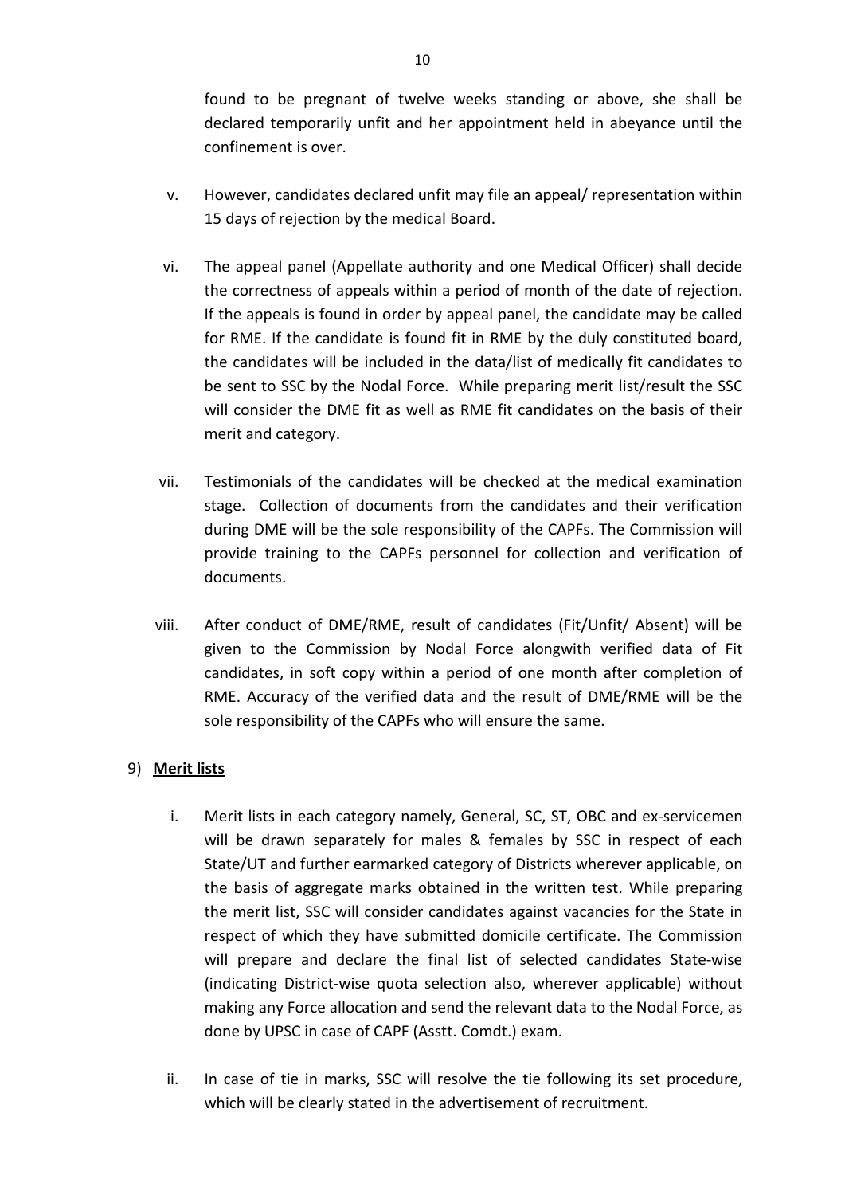found to be pregnant of twelve weeks standing or above, she shall be declared temporarily unfit and her appointment held in abeyance until the confinement is over.

v. However, candidates declared unfit may file an appeal/ representation within 15 days of rejection by the medical Board.

vi. The appeal panel (Appellate authority and one Medical Officer) shall decide the correctness of appeals within a period of month of the date of rejection. If the appeals is found in order by appeal panel, the candidate may be called for RME. If the candidate is found fit in RME by the duly constituted board, the candidates will be included in the data/list of medically fit candidates to be sent to SSC by the Nodal Force. While preparing merit list/result the SSC will consider the DME fit as well as RME fit candidates on the basis of their merit and category.

vii. Testimonials of the candidates will be checked at the medical examination stage. Collection of documents from the candidates and their verification during DME will be the sole responsibility of the CAPFs. The Commission will provide training to the CAPFs personnel for collection and verification of documents.

viii. After conduct of DME/RME, result of candidates (Fit/Unfit/ Absent) will be given to the Commission by Nodal Force alongwith verified data of Fit candidates, in soft copy within a period of one month after completion of RME. Accuracy of the verified data and the result of DME/RME will be the sole responsibility of the CAPFs who will ensure the same.

9) **Merit lists**

i. Merit lists in each category namely, General, SC, ST, OBC and ex-servicemen will be drawn separately for males & females by SSC in respect of each State/UT and further earmarked category of Districts wherever applicable, on the basis of aggregate marks obtained in the written test. While preparing the merit list, SSC will consider candidates against vacancies for the State in respect of which they have submitted domicile certificate. The Commission will prepare and declare the final list of selected candidates State-wise (indicating District-wise quota selection also, wherever applicable) without making any Force allocation and send the relevant data to the Nodal Force, as done by UPSC in case of CAPF (Asstt. Comdt.) exam.

ii. In case of tie in marks, SSC will resolve the tie following its set procedure, which will be clearly stated in the advertisement of recruitment.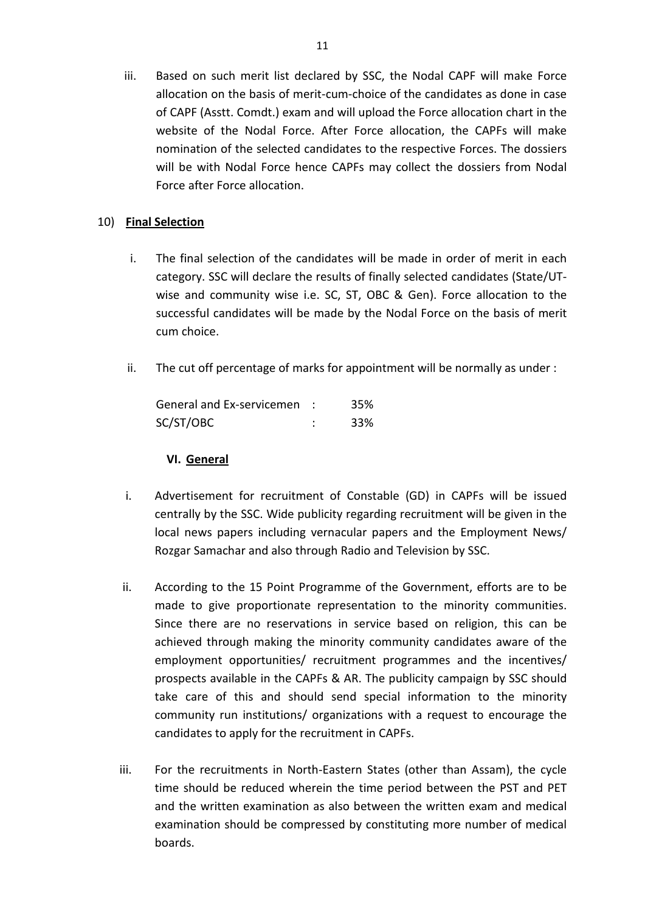iii. Based on such merit list declared by SSC, the Nodal CAPF will make Force allocation on the basis of merit-cum-choice of the candidates as done in case of CAPF (Asstt. Comdt.) exam and will upload the Force allocation chart in the website of the Nodal Force. After Force allocation, the CAPFs will make nomination of the selected candidates to the respective Forces. The dossiers will be with Nodal Force hence CAPFs may collect the dossiers from Nodal Force after Force allocation.

10) **Final Selection**

i. The final selection of the candidates will be made in order of merit in each category. SSC will declare the results of finally selected candidates (State/UT-wise and community wise i.e. SC, ST, OBC & Gen). Force allocation to the successful candidates will be made by the Nodal Force on the basis of merit cum choice.

ii. The cut off percentage of marks for appointment will be normally as under :

| | | |
|---|---|---|
| General and Ex-servicemen | : | 35% |
| SC/ST/OBC | : | 33% |

## VI. General

i. Advertisement for recruitment of Constable (GD) in CAPFs will be issued centrally by the SSC. Wide publicity regarding recruitment will be given in the local news papers including vernacular papers and the Employment News/ Rozgar Samachar and also through Radio and Television by SSC.

ii. According to the 15 Point Programme of the Government, efforts are to be made to give proportionate representation to the minority communities. Since there are no reservations in service based on religion, this can be achieved through making the minority community candidates aware of the employment opportunities/ recruitment programmes and the incentives/ prospects available in the CAPFs & AR. The publicity campaign by SSC should take care of this and should send special information to the minority community run institutions/ organizations with a request to encourage the candidates to apply for the recruitment in CAPFs.

iii. For the recruitments in North-Eastern States (other than Assam), the cycle time should be reduced wherein the time period between the PST and PET and the written examination as also between the written exam and medical examination should be compressed by constituting more number of medical boards.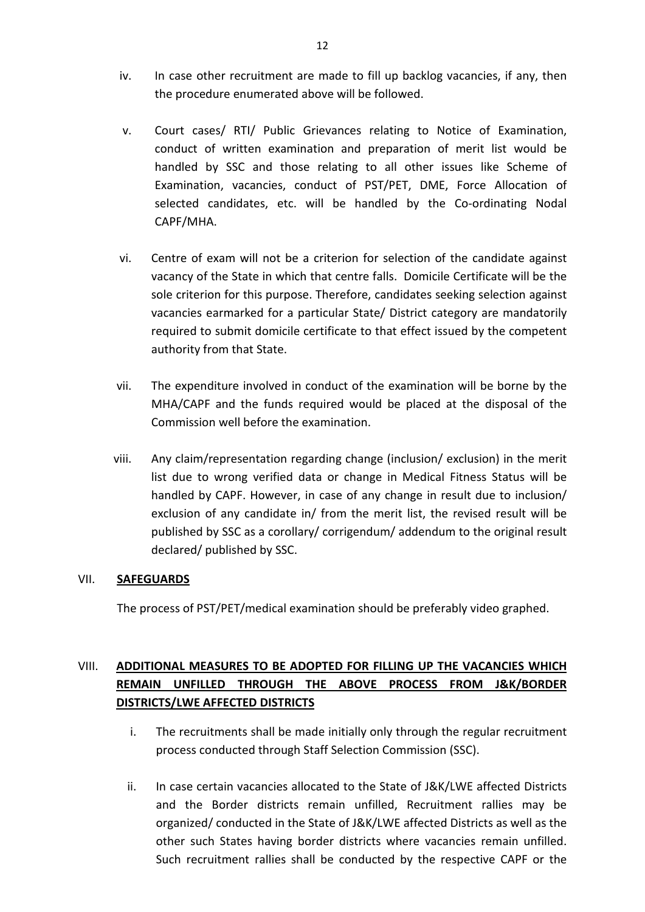iv. In case other recruitment are made to fill up backlog vacancies, if any, then the procedure enumerated above will be followed.

v. Court cases/ RTI/ Public Grievances relating to Notice of Examination, conduct of written examination and preparation of merit list would be handled by SSC and those relating to all other issues like Scheme of Examination, vacancies, conduct of PST/PET, DME, Force Allocation of selected candidates, etc. will be handled by the Co-ordinating Nodal CAPF/MHA.

vi. Centre of exam will not be a criterion for selection of the candidate against vacancy of the State in which that centre falls. Domicile Certificate will be the sole criterion for this purpose. Therefore, candidates seeking selection against vacancies earmarked for a particular State/ District category are mandatorily required to submit domicile certificate to that effect issued by the competent authority from that State.

vii. The expenditure involved in conduct of the examination will be borne by the MHA/CAPF and the funds required would be placed at the disposal of the Commission well before the examination.

viii. Any claim/representation regarding change (inclusion/ exclusion) in the merit list due to wrong verified data or change in Medical Fitness Status will be handled by CAPF. However, in case of any change in result due to inclusion/ exclusion of any candidate in/ from the merit list, the revised result will be published by SSC as a corollary/ corrigendum/ addendum to the original result declared/ published by SSC.

## VII. <u>SAFEGUARDS</u>

The process of PST/PET/medical examination should be preferably video graphed.

## VIII. <u>ADDITIONAL MEASURES TO BE ADOPTED FOR FILLING UP THE VACANCIES WHICH REMAIN UNFILLED THROUGH THE ABOVE PROCESS FROM J&K/BORDER DISTRICTS/LWE AFFECTED DISTRICTS</u>

i. The recruitments shall be made initially only through the regular recruitment process conducted through Staff Selection Commission (SSC).

ii. In case certain vacancies allocated to the State of J&K/LWE affected Districts and the Border districts remain unfilled, Recruitment rallies may be organized/ conducted in the State of J&K/LWE affected Districts as well as the other such States having border districts where vacancies remain unfilled. Such recruitment rallies shall be conducted by the respective CAPF or the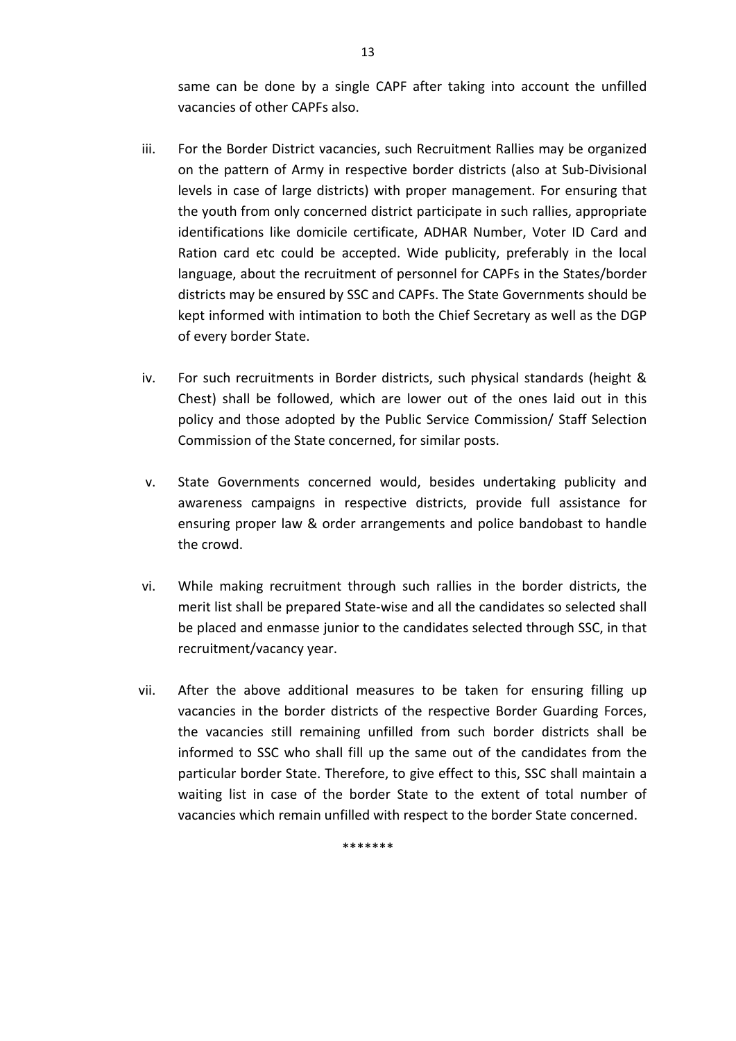same can be done by a single CAPF after taking into account the unfilled vacancies of other CAPFs also.

iii. For the Border District vacancies, such Recruitment Rallies may be organized on the pattern of Army in respective border districts (also at Sub-Divisional levels in case of large districts) with proper management. For ensuring that the youth from only concerned district participate in such rallies, appropriate identifications like domicile certificate, ADHAR Number, Voter ID Card and Ration card etc could be accepted. Wide publicity, preferably in the local language, about the recruitment of personnel for CAPFs in the States/border districts may be ensured by SSC and CAPFs. The State Governments should be kept informed with intimation to both the Chief Secretary as well as the DGP of every border State.

iv. For such recruitments in Border districts, such physical standards (height & Chest) shall be followed, which are lower out of the ones laid out in this policy and those adopted by the Public Service Commission/ Staff Selection Commission of the State concerned, for similar posts.

v. State Governments concerned would, besides undertaking publicity and awareness campaigns in respective districts, provide full assistance for ensuring proper law & order arrangements and police bandobast to handle the crowd.

vi. While making recruitment through such rallies in the border districts, the merit list shall be prepared State-wise and all the candidates so selected shall be placed and enmasse junior to the candidates selected through SSC, in that recruitment/vacancy year.

vii. After the above additional measures to be taken for ensuring filling up vacancies in the border districts of the respective Border Guarding Forces, the vacancies still remaining unfilled from such border districts shall be informed to SSC who shall fill up the same out of the candidates from the particular border State. Therefore, to give effect to this, SSC shall maintain a waiting list in case of the border State to the extent of total number of vacancies which remain unfilled with respect to the border State concerned.

*******